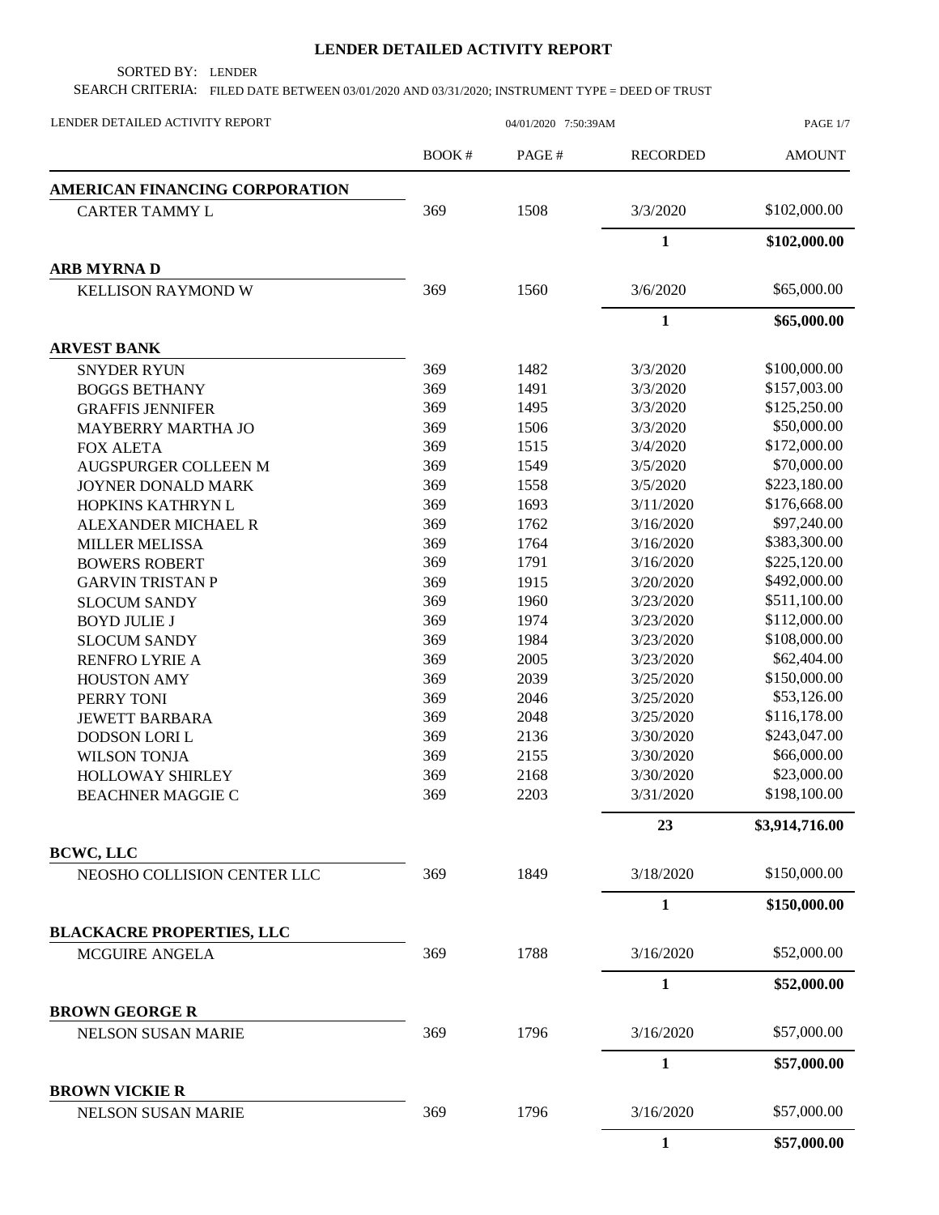# LENDER DETAILED ACTIVITY REPORT

SORTED BY: LENDER

SEARCH CRITERIA: FILED DATE BETWEEN 03/01/2020 AND 03/31/2020; INSTRUMENT TYPE = DEED OF TRUST

LENDER DETAILED ACTIVITY REPORT 04/01/2020 7:50:39AM

| | BOOK # | PAGE # | RECORDED | AMOUNT |
|---|---|---|---|---|
| **AMERICAN FINANCING CORPORATION** | | | | |
| CARTER TAMMY L | 369 | 1508 | 3/3/2020 | $102,000.00 |
| | | | **1** | **$102,000.00** |
| **ARB MYRNA D** | | | | |
| KELLISON RAYMOND W | 369 | 1560 | 3/6/2020 | $65,000.00 |
| | | | **1** | **$65,000.00** |
| **ARVEST BANK** | | | | |
| SNYDER RYUN | 369 | 1482 | 3/3/2020 | $100,000.00 |
| BOGGS BETHANY | 369 | 1491 | 3/3/2020 | $157,003.00 |
| GRAFFIS JENNIFER | 369 | 1495 | 3/3/2020 | $125,250.00 |
| MAYBERRY MARTHA JO | 369 | 1506 | 3/3/2020 | $50,000.00 |
| FOX ALETA | 369 | 1515 | 3/4/2020 | $172,000.00 |
| AUGSPURGER COLLEEN M | 369 | 1549 | 3/5/2020 | $70,000.00 |
| JOYNER DONALD MARK | 369 | 1558 | 3/5/2020 | $223,180.00 |
| HOPKINS KATHRYN L | 369 | 1693 | 3/11/2020 | $176,668.00 |
| ALEXANDER MICHAEL R | 369 | 1762 | 3/16/2020 | $97,240.00 |
| MILLER MELISSA | 369 | 1764 | 3/16/2020 | $383,300.00 |
| BOWERS ROBERT | 369 | 1791 | 3/16/2020 | $225,120.00 |
| GARVIN TRISTAN P | 369 | 1915 | 3/20/2020 | $492,000.00 |
| SLOCUM SANDY | 369 | 1960 | 3/23/2020 | $511,100.00 |
| BOYD JULIE J | 369 | 1974 | 3/23/2020 | $112,000.00 |
| SLOCUM SANDY | 369 | 1984 | 3/23/2020 | $108,000.00 |
| RENFRO LYRIE A | 369 | 2005 | 3/23/2020 | $62,404.00 |
| HOUSTON AMY | 369 | 2039 | 3/25/2020 | $150,000.00 |
| PERRY TONI | 369 | 2046 | 3/25/2020 | $53,126.00 |
| JEWETT BARBARA | 369 | 2048 | 3/25/2020 | $116,178.00 |
| DODSON LORI L | 369 | 2136 | 3/30/2020 | $243,047.00 |
| WILSON TONJA | 369 | 2155 | 3/30/2020 | $66,000.00 |
| HOLLOWAY SHIRLEY | 369 | 2168 | 3/30/2020 | $23,000.00 |
| BEACHNER MAGGIE C | 369 | 2203 | 3/31/2020 | $198,100.00 |
| | | | **23** | **$3,914,716.00** |
| **BCWC, LLC** | | | | |
| NEOSHO COLLISION CENTER LLC | 369 | 1849 | 3/18/2020 | $150,000.00 |
| | | | **1** | **$150,000.00** |
| **BLACKACRE PROPERTIES, LLC** | | | | |
| MCGUIRE ANGELA | 369 | 1788 | 3/16/2020 | $52,000.00 |
| | | | **1** | **$52,000.00** |
| **BROWN GEORGE R** | | | | |
| NELSON SUSAN MARIE | 369 | 1796 | 3/16/2020 | $57,000.00 |
| | | | **1** | **$57,000.00** |
| **BROWN VICKIE R** | | | | |
| NELSON SUSAN MARIE | 369 | 1796 | 3/16/2020 | $57,000.00 |
| | | | **1** | **$57,000.00** |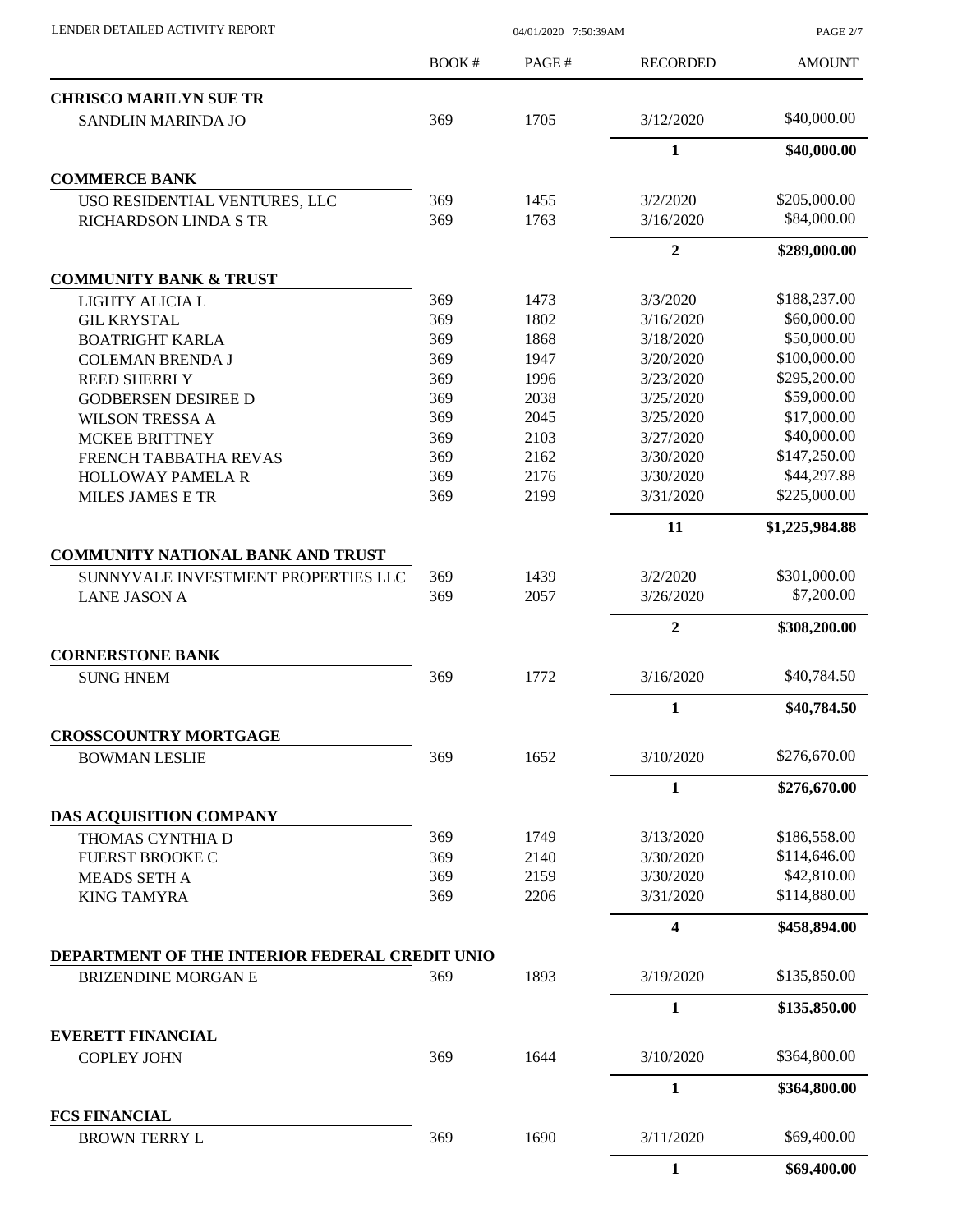| | BOOK # | PAGE # | RECORDED | AMOUNT |
|---|---|---|---|---|
| **CHRISCO MARILYN SUE TR** | | | | |
| SANDLIN MARINDA JO | 369 | 1705 | 3/12/2020 | $40,000.00 |
| | | | **1** | **$40,000.00** |
| **COMMERCE BANK** | | | | |
| USO RESIDENTIAL VENTURES, LLC | 369 | 1455 | 3/2/2020 | $205,000.00 |
| RICHARDSON LINDA S TR | 369 | 1763 | 3/16/2020 | $84,000.00 |
| | | | **2** | **$289,000.00** |
| **COMMUNITY BANK & TRUST** | | | | |
| LIGHTY ALICIA L | 369 | 1473 | 3/3/2020 | $188,237.00 |
| GIL KRYSTAL | 369 | 1802 | 3/16/2020 | $60,000.00 |
| BOATRIGHT KARLA | 369 | 1868 | 3/18/2020 | $50,000.00 |
| COLEMAN BRENDA J | 369 | 1947 | 3/20/2020 | $100,000.00 |
| REED SHERRI Y | 369 | 1996 | 3/23/2020 | $295,200.00 |
| GODBERSEN DESIREE D | 369 | 2038 | 3/25/2020 | $59,000.00 |
| WILSON TRESSA A | 369 | 2045 | 3/25/2020 | $17,000.00 |
| MCKEE BRITTNEY | 369 | 2103 | 3/27/2020 | $40,000.00 |
| FRENCH TABBATHA REVAS | 369 | 2162 | 3/30/2020 | $147,250.00 |
| HOLLOWAY PAMELA R | 369 | 2176 | 3/30/2020 | $44,297.88 |
| MILES JAMES E TR | 369 | 2199 | 3/31/2020 | $225,000.00 |
| | | | **11** | **$1,225,984.88** |
| **COMMUNITY NATIONAL BANK AND TRUST** | | | | |
| SUNNYVALE INVESTMENT PROPERTIES LLC | 369 | 1439 | 3/2/2020 | $301,000.00 |
| LANE JASON A | 369 | 2057 | 3/26/2020 | $7,200.00 |
| | | | **2** | **$308,200.00** |
| **CORNERSTONE BANK** | | | | |
| SUNG HNEM | 369 | 1772 | 3/16/2020 | $40,784.50 |
| | | | **1** | **$40,784.50** |
| **CROSSCOUNTRY MORTGAGE** | | | | |
| BOWMAN LESLIE | 369 | 1652 | 3/10/2020 | $276,670.00 |
| | | | **1** | **$276,670.00** |
| **DAS ACQUISITION COMPANY** | | | | |
| THOMAS CYNTHIA D | 369 | 1749 | 3/13/2020 | $186,558.00 |
| FUERST BROOKE C | 369 | 2140 | 3/30/2020 | $114,646.00 |
| MEADS SETH A | 369 | 2159 | 3/30/2020 | $42,810.00 |
| KING TAMYRA | 369 | 2206 | 3/31/2020 | $114,880.00 |
| | | | **4** | **$458,894.00** |
| **DEPARTMENT OF THE INTERIOR FEDERAL CREDIT UNIO** | | | | |
| BRIZENDINE MORGAN E | 369 | 1893 | 3/19/2020 | $135,850.00 |
| | | | **1** | **$135,850.00** |
| **EVERETT FINANCIAL** | | | | |
| COPLEY JOHN | 369 | 1644 | 3/10/2020 | $364,800.00 |
| | | | **1** | **$364,800.00** |
| **FCS FINANCIAL** | | | | |
| BROWN TERRY L | 369 | 1690 | 3/11/2020 | $69,400.00 |
| | | | **1** | **$69,400.00** |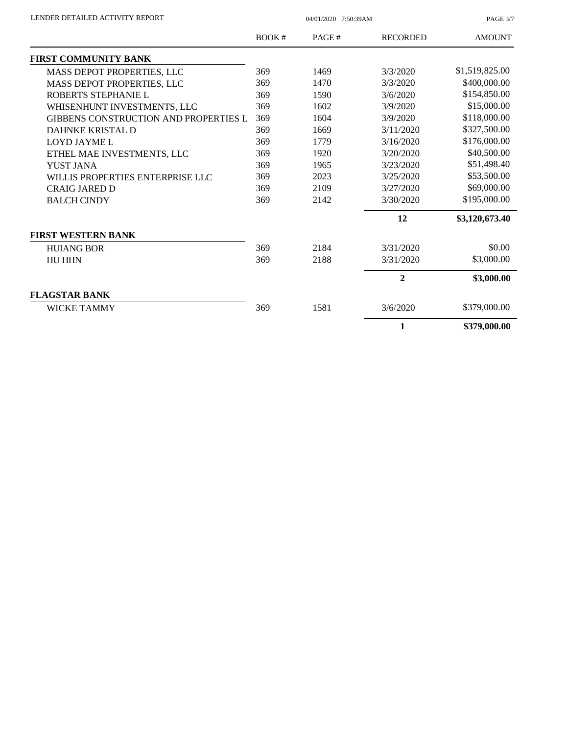| | BOOK # | PAGE # | RECORDED | AMOUNT |
|---|---|---|---|---|
| **FIRST COMMUNITY BANK** | | | | |
| MASS DEPOT PROPERTIES, LLC | 369 | 1469 | 3/3/2020 | $1,519,825.00 |
| MASS DEPOT PROPERTIES, LLC | 369 | 1470 | 3/3/2020 | $400,000.00 |
| ROBERTS STEPHANIE L | 369 | 1590 | 3/6/2020 | $154,850.00 |
| WHISENHUNT INVESTMENTS, LLC | 369 | 1602 | 3/9/2020 | $15,000.00 |
| GIBBENS CONSTRUCTION AND PROPERTIES L | 369 | 1604 | 3/9/2020 | $118,000.00 |
| DAHNKE KRISTAL D | 369 | 1669 | 3/11/2020 | $327,500.00 |
| LOYD JAYME L | 369 | 1779 | 3/16/2020 | $176,000.00 |
| ETHEL MAE INVESTMENTS, LLC | 369 | 1920 | 3/20/2020 | $40,500.00 |
| YUST JANA | 369 | 1965 | 3/23/2020 | $51,498.40 |
| WILLIS PROPERTIES ENTERPRISE LLC | 369 | 2023 | 3/25/2020 | $53,500.00 |
| CRAIG JARED D | 369 | 2109 | 3/27/2020 | $69,000.00 |
| BALCH CINDY | 369 | 2142 | 3/30/2020 | $195,000.00 |
| | | | **12** | **$3,120,673.40** |
| **FIRST WESTERN BANK** | | | | |
| HUIANG BOR | 369 | 2184 | 3/31/2020 | $0.00 |
| HU HHN | 369 | 2188 | 3/31/2020 | $3,000.00 |
| | | | **2** | **$3,000.00** |
| **FLAGSTAR BANK** | | | | |
| WICKE TAMMY | 369 | 1581 | 3/6/2020 | $379,000.00 |
| | | | **1** | **$379,000.00** |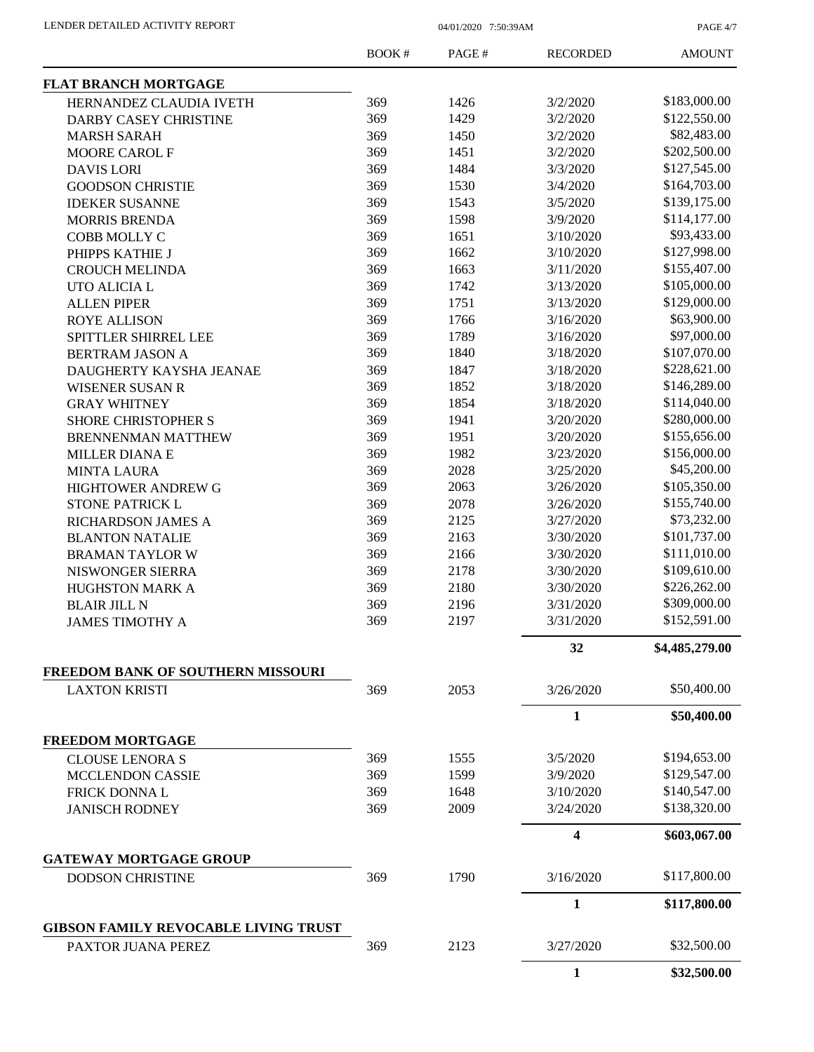| | BOOK # | PAGE # | RECORDED | AMOUNT |
|---|---|---|---|---|
| **FLAT BRANCH MORTGAGE** | | | | |
| HERNANDEZ CLAUDIA IVETH | 369 | 1426 | 3/2/2020 | $183,000.00 |
| DARBY CASEY CHRISTINE | 369 | 1429 | 3/2/2020 | $122,550.00 |
| MARSH SARAH | 369 | 1450 | 3/2/2020 | $82,483.00 |
| MOORE CAROL F | 369 | 1451 | 3/2/2020 | $202,500.00 |
| DAVIS LORI | 369 | 1484 | 3/3/2020 | $127,545.00 |
| GOODSON CHRISTIE | 369 | 1530 | 3/4/2020 | $164,703.00 |
| IDEKER SUSANNE | 369 | 1543 | 3/5/2020 | $139,175.00 |
| MORRIS BRENDA | 369 | 1598 | 3/9/2020 | $114,177.00 |
| COBB MOLLY C | 369 | 1651 | 3/10/2020 | $93,433.00 |
| PHIPPS KATHIE J | 369 | 1662 | 3/10/2020 | $127,998.00 |
| CROUCH MELINDA | 369 | 1663 | 3/11/2020 | $155,407.00 |
| UTO ALICIA L | 369 | 1742 | 3/13/2020 | $105,000.00 |
| ALLEN PIPER | 369 | 1751 | 3/13/2020 | $129,000.00 |
| ROYE ALLISON | 369 | 1766 | 3/16/2020 | $63,900.00 |
| SPITTLER SHIRREL LEE | 369 | 1789 | 3/16/2020 | $97,000.00 |
| BERTRAM JASON A | 369 | 1840 | 3/18/2020 | $107,070.00 |
| DAUGHERTY KAYSHA JEANAE | 369 | 1847 | 3/18/2020 | $228,621.00 |
| WISENER SUSAN R | 369 | 1852 | 3/18/2020 | $146,289.00 |
| GRAY WHITNEY | 369 | 1854 | 3/18/2020 | $114,040.00 |
| SHORE CHRISTOPHER S | 369 | 1941 | 3/20/2020 | $280,000.00 |
| BRENNENMAN MATTHEW | 369 | 1951 | 3/20/2020 | $155,656.00 |
| MILLER DIANA E | 369 | 1982 | 3/23/2020 | $156,000.00 |
| MINTA LAURA | 369 | 2028 | 3/25/2020 | $45,200.00 |
| HIGHTOWER ANDREW G | 369 | 2063 | 3/26/2020 | $105,350.00 |
| STONE PATRICK L | 369 | 2078 | 3/26/2020 | $155,740.00 |
| RICHARDSON JAMES A | 369 | 2125 | 3/27/2020 | $73,232.00 |
| BLANTON NATALIE | 369 | 2163 | 3/30/2020 | $101,737.00 |
| BRAMAN TAYLOR W | 369 | 2166 | 3/30/2020 | $111,010.00 |
| NISWONGER SIERRA | 369 | 2178 | 3/30/2020 | $109,610.00 |
| HUGHSTON MARK A | 369 | 2180 | 3/30/2020 | $226,262.00 |
| BLAIR JILL N | 369 | 2196 | 3/31/2020 | $309,000.00 |
| JAMES TIMOTHY A | 369 | 2197 | 3/31/2020 | $152,591.00 |
| | | | **32** | **$4,485,279.00** |
| **FREEDOM BANK OF SOUTHERN MISSOURI** | | | | |
| LAXTON KRISTI | 369 | 2053 | 3/26/2020 | $50,400.00 |
| | | | **1** | **$50,400.00** |
| **FREEDOM MORTGAGE** | | | | |
| CLOUSE LENORA S | 369 | 1555 | 3/5/2020 | $194,653.00 |
| MCCLENDON CASSIE | 369 | 1599 | 3/9/2020 | $129,547.00 |
| FRICK DONNA L | 369 | 1648 | 3/10/2020 | $140,547.00 |
| JANISCH RODNEY | 369 | 2009 | 3/24/2020 | $138,320.00 |
| | | | **4** | **$603,067.00** |
| **GATEWAY MORTGAGE GROUP** | | | | |
| DODSON CHRISTINE | 369 | 1790 | 3/16/2020 | $117,800.00 |
| | | | **1** | **$117,800.00** |
| **GIBSON FAMILY REVOCABLE LIVING TRUST** | | | | |
| PAXTOR JUANA PEREZ | 369 | 2123 | 3/27/2020 | $32,500.00 |
| | | | **1** | **$32,500.00** |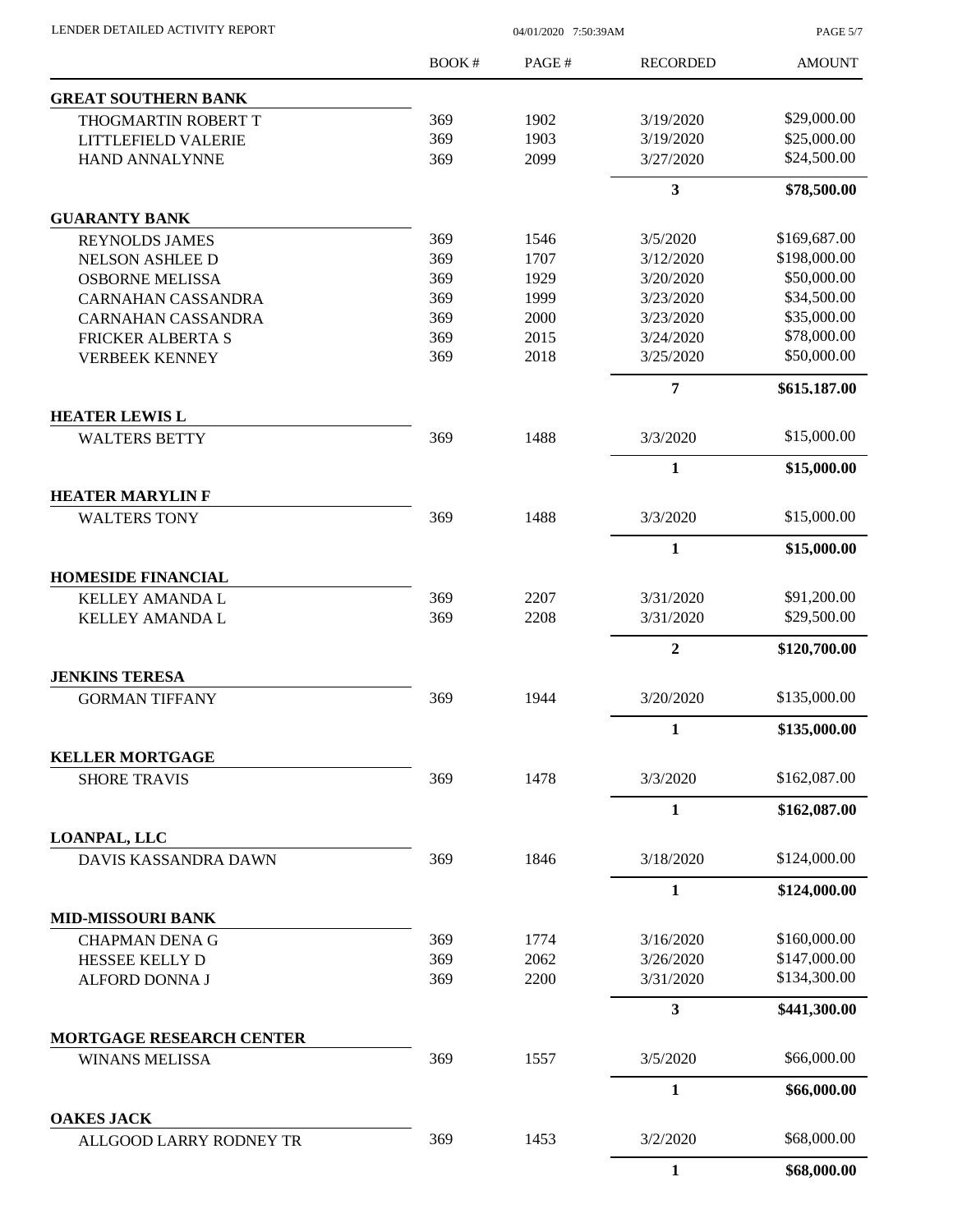LENDER DETAILED ACTIVITY REPORT

04/01/2020 7:50:39AM

| | BOOK # | PAGE # | RECORDED | AMOUNT |
|---|---|---|---|---|
| **GREAT SOUTHERN BANK** | | | | |
| THOGMARTIN ROBERT T | 369 | 1902 | 3/19/2020 | $29,000.00 |
| LITTLEFIELD VALERIE | 369 | 1903 | 3/19/2020 | $25,000.00 |
| HAND ANNALYNNE | 369 | 2099 | 3/27/2020 | $24,500.00 |
| | | | **3** | **$78,500.00** |
| **GUARANTY BANK** | | | | |
| REYNOLDS JAMES | 369 | 1546 | 3/5/2020 | $169,687.00 |
| NELSON ASHLEE D | 369 | 1707 | 3/12/2020 | $198,000.00 |
| OSBORNE MELISSA | 369 | 1929 | 3/20/2020 | $50,000.00 |
| CARNAHAN CASSANDRA | 369 | 1999 | 3/23/2020 | $34,500.00 |
| CARNAHAN CASSANDRA | 369 | 2000 | 3/23/2020 | $35,000.00 |
| FRICKER ALBERTA S | 369 | 2015 | 3/24/2020 | $78,000.00 |
| VERBEEK KENNEY | 369 | 2018 | 3/25/2020 | $50,000.00 |
| | | | **7** | **$615,187.00** |
| **HEATER LEWIS L** | | | | |
| WALTERS BETTY | 369 | 1488 | 3/3/2020 | $15,000.00 |
| | | | **1** | **$15,000.00** |
| **HEATER MARYLIN F** | | | | |
| WALTERS TONY | 369 | 1488 | 3/3/2020 | $15,000.00 |
| | | | **1** | **$15,000.00** |
| **HOMESIDE FINANCIAL** | | | | |
| KELLEY AMANDA L | 369 | 2207 | 3/31/2020 | $91,200.00 |
| KELLEY AMANDA L | 369 | 2208 | 3/31/2020 | $29,500.00 |
| | | | **2** | **$120,700.00** |
| **JENKINS TERESA** | | | | |
| GORMAN TIFFANY | 369 | 1944 | 3/20/2020 | $135,000.00 |
| | | | **1** | **$135,000.00** |
| **KELLER MORTGAGE** | | | | |
| SHORE TRAVIS | 369 | 1478 | 3/3/2020 | $162,087.00 |
| | | | **1** | **$162,087.00** |
| **LOANPAL, LLC** | | | | |
| DAVIS KASSANDRA DAWN | 369 | 1846 | 3/18/2020 | $124,000.00 |
| | | | **1** | **$124,000.00** |
| **MID-MISSOURI BANK** | | | | |
| CHAPMAN DENA G | 369 | 1774 | 3/16/2020 | $160,000.00 |
| HESSEE KELLY D | 369 | 2062 | 3/26/2020 | $147,000.00 |
| ALFORD DONNA J | 369 | 2200 | 3/31/2020 | $134,300.00 |
| | | | **3** | **$441,300.00** |
| **MORTGAGE RESEARCH CENTER** | | | | |
| WINANS MELISSA | 369 | 1557 | 3/5/2020 | $66,000.00 |
| | | | **1** | **$66,000.00** |
| **OAKES JACK** | | | | |
| ALLGOOD LARRY RODNEY TR | 369 | 1453 | 3/2/2020 | $68,000.00 |
| | | | **1** | **$68,000.00** |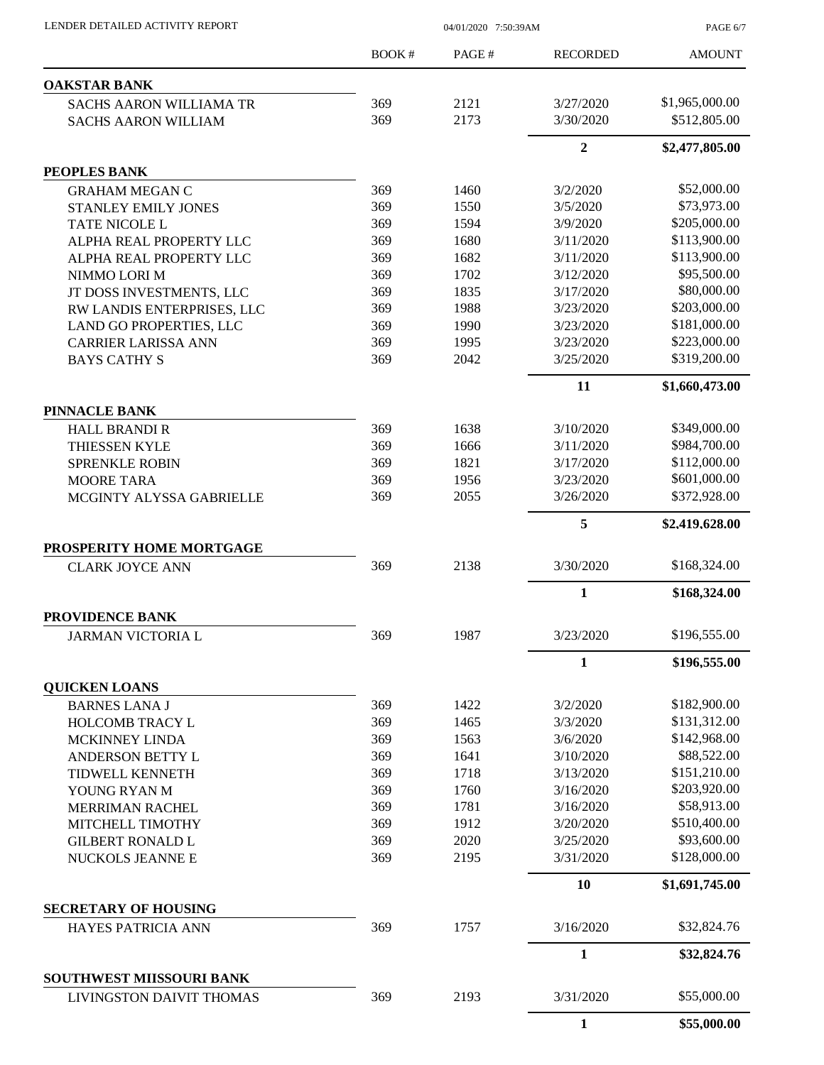LENDER DETAILED ACTIVITY REPORT 04/01/2020 7:50:39AM

| | BOOK # | PAGE # | RECORDED | AMOUNT |
|---|---|---|---|---|
| **OAKSTAR BANK** | | | | |
| SACHS AARON WILLIAMA TR | 369 | 2121 | 3/27/2020 | $1,965,000.00 |
| SACHS AARON WILLIAM | 369 | 2173 | 3/30/2020 | $512,805.00 |
| | | | **2** | **$2,477,805.00** |
| **PEOPLES BANK** | | | | |
| GRAHAM MEGAN C | 369 | 1460 | 3/2/2020 | $52,000.00 |
| STANLEY EMILY JONES | 369 | 1550 | 3/5/2020 | $73,973.00 |
| TATE NICOLE L | 369 | 1594 | 3/9/2020 | $205,000.00 |
| ALPHA REAL PROPERTY LLC | 369 | 1680 | 3/11/2020 | $113,900.00 |
| ALPHA REAL PROPERTY LLC | 369 | 1682 | 3/11/2020 | $113,900.00 |
| NIMMO LORI M | 369 | 1702 | 3/12/2020 | $95,500.00 |
| JT DOSS INVESTMENTS, LLC | 369 | 1835 | 3/17/2020 | $80,000.00 |
| RW LANDIS ENTERPRISES, LLC | 369 | 1988 | 3/23/2020 | $203,000.00 |
| LAND GO PROPERTIES, LLC | 369 | 1990 | 3/23/2020 | $181,000.00 |
| CARRIER LARISSA ANN | 369 | 1995 | 3/23/2020 | $223,000.00 |
| BAYS CATHY S | 369 | 2042 | 3/25/2020 | $319,200.00 |
| | | | **11** | **$1,660,473.00** |
| **PINNACLE BANK** | | | | |
| HALL BRANDI R | 369 | 1638 | 3/10/2020 | $349,000.00 |
| THIESSEN KYLE | 369 | 1666 | 3/11/2020 | $984,700.00 |
| SPRENKLE ROBIN | 369 | 1821 | 3/17/2020 | $112,000.00 |
| MOORE TARA | 369 | 1956 | 3/23/2020 | $601,000.00 |
| MCGINTY ALYSSA GABRIELLE | 369 | 2055 | 3/26/2020 | $372,928.00 |
| | | | **5** | **$2,419,628.00** |
| **PROSPERITY HOME MORTGAGE** | | | | |
| CLARK JOYCE ANN | 369 | 2138 | 3/30/2020 | $168,324.00 |
| | | | **1** | **$168,324.00** |
| **PROVIDENCE BANK** | | | | |
| JARMAN VICTORIA L | 369 | 1987 | 3/23/2020 | $196,555.00 |
| | | | **1** | **$196,555.00** |
| **QUICKEN LOANS** | | | | |
| BARNES LANA J | 369 | 1422 | 3/2/2020 | $182,900.00 |
| HOLCOMB TRACY L | 369 | 1465 | 3/3/2020 | $131,312.00 |
| MCKINNEY LINDA | 369 | 1563 | 3/6/2020 | $142,968.00 |
| ANDERSON BETTY L | 369 | 1641 | 3/10/2020 | $88,522.00 |
| TIDWELL KENNETH | 369 | 1718 | 3/13/2020 | $151,210.00 |
| YOUNG RYAN M | 369 | 1760 | 3/16/2020 | $203,920.00 |
| MERRIMAN RACHEL | 369 | 1781 | 3/16/2020 | $58,913.00 |
| MITCHELL TIMOTHY | 369 | 1912 | 3/20/2020 | $510,400.00 |
| GILBERT RONALD L | 369 | 2020 | 3/25/2020 | $93,600.00 |
| NUCKOLS JEANNE E | 369 | 2195 | 3/31/2020 | $128,000.00 |
| | | | **10** | **$1,691,745.00** |
| **SECRETARY OF HOUSING** | | | | |
| HAYES PATRICIA ANN | 369 | 1757 | 3/16/2020 | $32,824.76 |
| | | | **1** | **$32,824.76** |
| **SOUTHWEST MIISSOURI BANK** | | | | |
| LIVINGSTON DAIVIT THOMAS | 369 | 2193 | 3/31/2020 | $55,000.00 |
| | | | **1** | **$55,000.00** |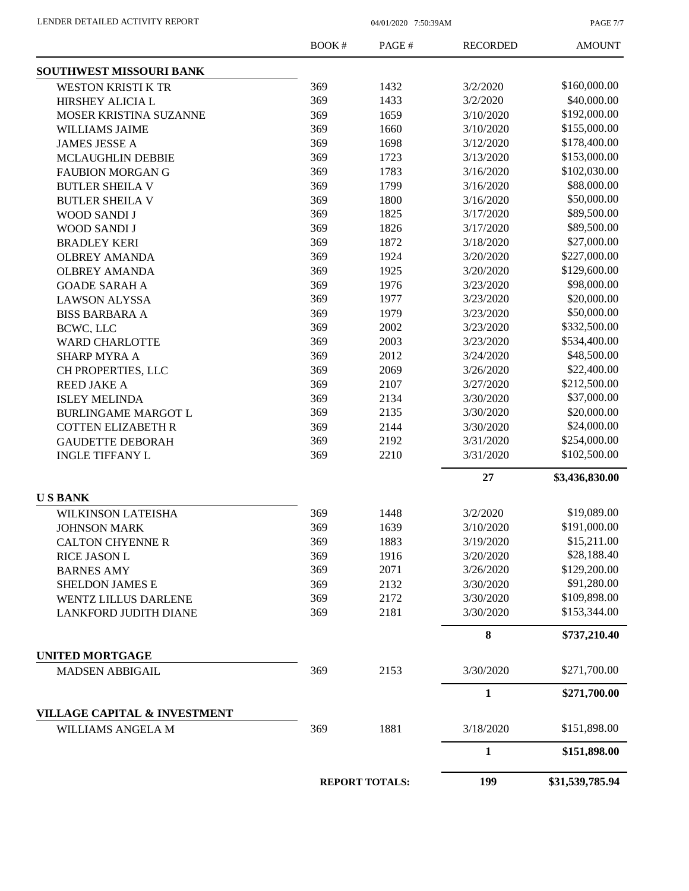| | BOOK # | PAGE # | RECORDED | AMOUNT |
|---|---|---|---|---|
| **SOUTHWEST MISSOURI BANK** | | | | |
| WESTON KRISTI K TR | 369 | 1432 | 3/2/2020 | \$160,000.00 |
| HIRSHEY ALICIA L | 369 | 1433 | 3/2/2020 | \$40,000.00 |
| MOSER KRISTINA SUZANNE | 369 | 1659 | 3/10/2020 | \$192,000.00 |
| WILLIAMS JAIME | 369 | 1660 | 3/10/2020 | \$155,000.00 |
| JAMES JESSE A | 369 | 1698 | 3/12/2020 | \$178,400.00 |
| MCLAUGHLIN DEBBIE | 369 | 1723 | 3/13/2020 | \$153,000.00 |
| FAUBION MORGAN G | 369 | 1783 | 3/16/2020 | \$102,030.00 |
| BUTLER SHEILA V | 369 | 1799 | 3/16/2020 | \$88,000.00 |
| BUTLER SHEILA V | 369 | 1800 | 3/16/2020 | \$50,000.00 |
| WOOD SANDI J | 369 | 1825 | 3/17/2020 | \$89,500.00 |
| WOOD SANDI J | 369 | 1826 | 3/17/2020 | \$89,500.00 |
| BRADLEY KERI | 369 | 1872 | 3/18/2020 | \$27,000.00 |
| OLBREY AMANDA | 369 | 1924 | 3/20/2020 | \$227,000.00 |
| OLBREY AMANDA | 369 | 1925 | 3/20/2020 | \$129,600.00 |
| GOADE SARAH A | 369 | 1976 | 3/23/2020 | \$98,000.00 |
| LAWSON ALYSSA | 369 | 1977 | 3/23/2020 | \$20,000.00 |
| BISS BARBARA A | 369 | 1979 | 3/23/2020 | \$50,000.00 |
| BCWC, LLC | 369 | 2002 | 3/23/2020 | \$332,500.00 |
| WARD CHARLOTTE | 369 | 2003 | 3/23/2020 | \$534,400.00 |
| SHARP MYRA A | 369 | 2012 | 3/24/2020 | \$48,500.00 |
| CH PROPERTIES, LLC | 369 | 2069 | 3/26/2020 | \$22,400.00 |
| REED JAKE A | 369 | 2107 | 3/27/2020 | \$212,500.00 |
| ISLEY MELINDA | 369 | 2134 | 3/30/2020 | \$37,000.00 |
| BURLINGAME MARGOT L | 369 | 2135 | 3/30/2020 | \$20,000.00 |
| COTTEN ELIZABETH R | 369 | 2144 | 3/30/2020 | \$24,000.00 |
| GAUDETTE DEBORAH | 369 | 2192 | 3/31/2020 | \$254,000.00 |
| INGLE TIFFANY L | 369 | 2210 | 3/31/2020 | \$102,500.00 |
| | | | **27** | **\$3,436,830.00** |
| **U S BANK** | | | | |
| WILKINSON LATEISHA | 369 | 1448 | 3/2/2020 | \$19,089.00 |
| JOHNSON MARK | 369 | 1639 | 3/10/2020 | \$191,000.00 |
| CALTON CHYENNE R | 369 | 1883 | 3/19/2020 | \$15,211.00 |
| RICE JASON L | 369 | 1916 | 3/20/2020 | \$28,188.40 |
| BARNES AMY | 369 | 2071 | 3/26/2020 | \$129,200.00 |
| SHELDON JAMES E | 369 | 2132 | 3/30/2020 | \$91,280.00 |
| WENTZ LILLUS DARLENE | 369 | 2172 | 3/30/2020 | \$109,898.00 |
| LANKFORD JUDITH DIANE | 369 | 2181 | 3/30/2020 | \$153,344.00 |
| | | | **8** | **\$737,210.40** |
| **UNITED MORTGAGE** | | | | |
| MADSEN ABBIGAIL | 369 | 2153 | 3/30/2020 | \$271,700.00 |
| | | | **1** | **\$271,700.00** |
| **VILLAGE CAPITAL & INVESTMENT** | | | | |
| WILLIAMS ANGELA M | 369 | 1881 | 3/18/2020 | \$151,898.00 |
| | | | **1** | **\$151,898.00** |
| | **REPORT TOTALS:** | | **199** | **\$31,539,785.94** |